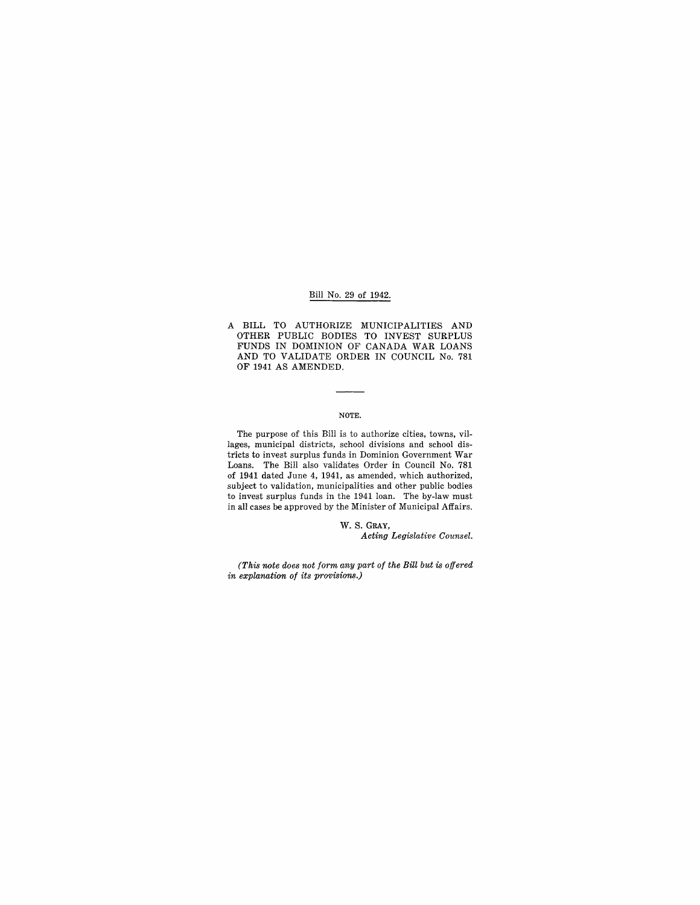Bill No. 29 of 1942.

# A BILL TO AUTHORIZE MUNICIPALITIES AND OTHER PUBLIC BODIES TO INVEST SURPLUS FUNDS IN DOMINION OF CANADA WAR LOANS AND TO VALIDATE ORDER IN COUNCIL No. 781 OF 1941 AS AMENDED.

---

NOTE.

The purpose of this Bill is to authorize cities, towns, villages, municipal districts, school divisions and school districts to invest surplus funds in Dominion Government War Loans. The Bill also validates Order in Council No. 781 of 1941 dated June 4, 1941, as amended, which authorized, subject to validation, municipalities and other public bodies to invest surplus funds in the 1941 loan. The by-law must in all cases be approved by the Minister of Municipal Affairs.

W. S. GRAY,
*Acting Legislative Counsel.*

*(This note does not form any part of the Bill but is offered in explanation of its provisions.)*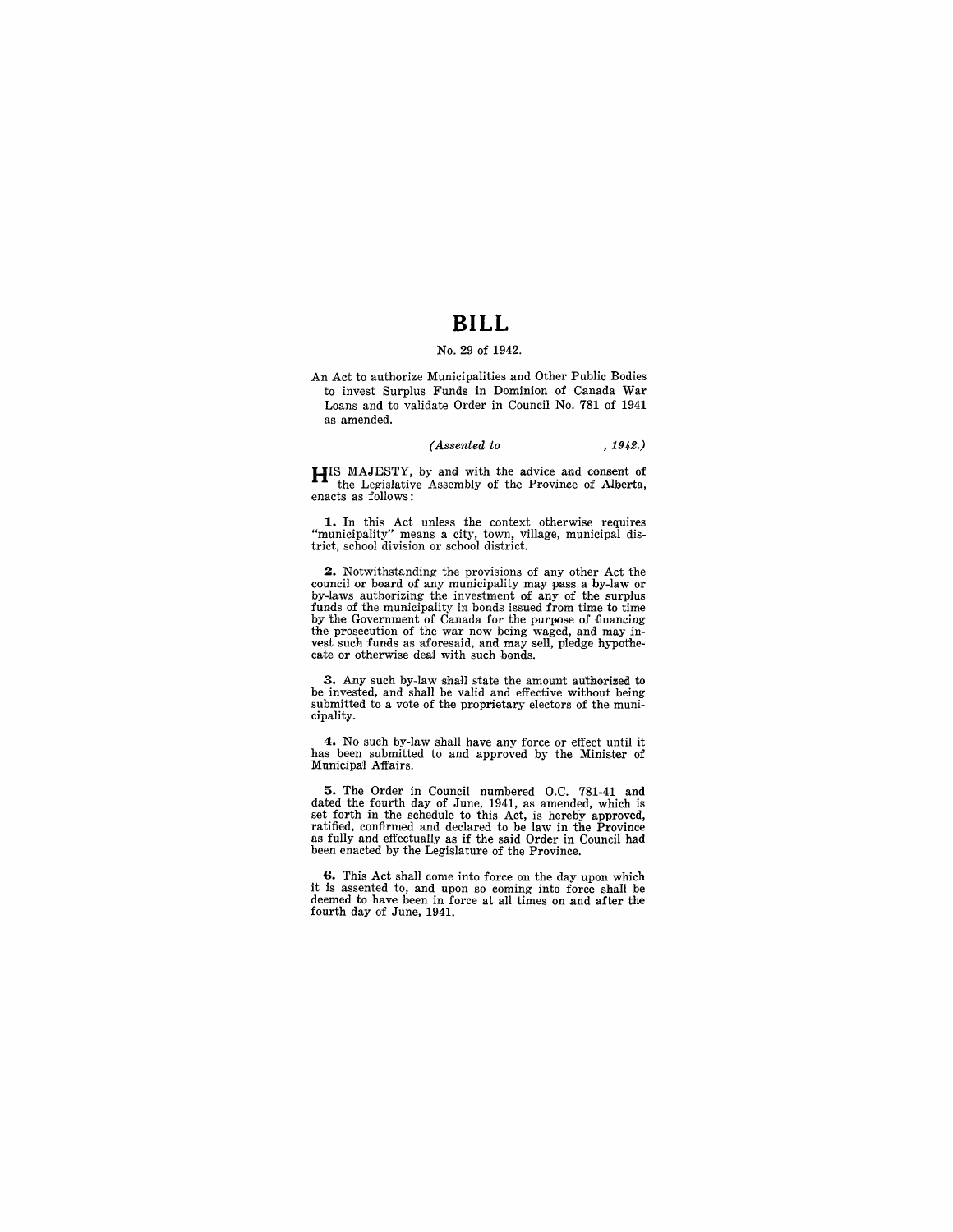# BILL

No. 29 of 1942.

An Act to authorize Municipalities and Other Public Bodies to invest Surplus Funds in Dominion of Canada War Loans and to validate Order in Council No. 781 of 1941 as amended.

*(Assented to , 1942.)*

HIS MAJESTY, by and with the advice and consent of the Legislative Assembly of the Province of Alberta, enacts as follows:

**1.** In this Act unless the context otherwise requires "municipality" means a city, town, village, municipal district, school division or school district.

**2.** Notwithstanding the provisions of any other Act the council or board of any municipality may pass a by-law or by-laws authorizing the investment of any of the surplus funds of the municipality in bonds issued from time to time by the Government of Canada for the purpose of financing the prosecution of the war now being waged, and may invest such funds as aforesaid, and may sell, pledge hypothecate or otherwise deal with such bonds.

**3.** Any such by-law shall state the amount authorized to be invested, and shall be valid and effective without being submitted to a vote of the proprietary electors of the municipality.

**4.** No such by-law shall have any force or effect until it has been submitted to and approved by the Minister of Municipal Affairs.

**5.** The Order in Council numbered O.C. 781-41 and dated the fourth day of June, 1941, as amended, which is set forth in the schedule to this Act, is hereby approved, ratified, confirmed and declared to be law in the Province as fully and effectually as if the said Order in Council had been enacted by the Legislature of the Province.

**6.** This Act shall come into force on the day upon which it is assented to, and upon so coming into force shall be deemed to have been in force at all times on and after the fourth day of June, 1941.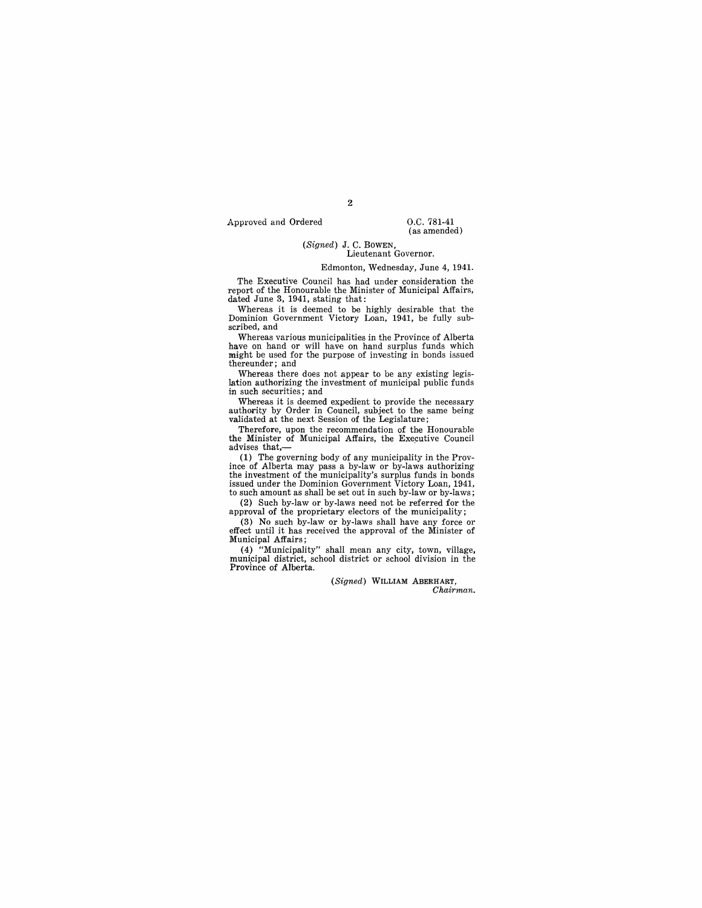Approved and Ordered

O.C. 781-41
(as amended)

(*Signed*) J. C. BOWEN,
Lieutenant Governor.

Edmonton, Wednesday, June 4, 1941.

The Executive Council has had under consideration the report of the Honourable the Minister of Municipal Affairs, dated June 3, 1941, stating that:

Whereas it is deemed to be highly desirable that the Dominion Government Victory Loan, 1941, be fully subscribed, and

Whereas various municipalities in the Province of Alberta have on hand or will have on hand surplus funds which might be used for the purpose of investing in bonds issued thereunder; and

Whereas there does not appear to be any existing legislation authorizing the investment of municipal public funds in such securities; and

Whereas it is deemed expedient to provide the necessary authority by Order in Council, subject to the same being validated at the next Session of the Legislature;

Therefore, upon the recommendation of the Honourable the Minister of Municipal Affairs, the Executive Council advises that,—

(1) The governing body of any municipality in the Province of Alberta may pass a by-law or by-laws authorizing the investment of the municipality's surplus funds in bonds issued under the Dominion Government Victory Loan, 1941, to such amount as shall be set out in such by-law or by-laws;

(2) Such by-law or by-laws need not be referred for the approval of the proprietary electors of the municipality;

(3) No such by-law or by-laws shall have any force or effect until it has received the approval of the Minister of Municipal Affairs;

(4) "Municipality" shall mean any city, town, village, municipal district, school district or school division in the Province of Alberta.

(*Signed*) WILLIAM ABERHART,
*Chairman.*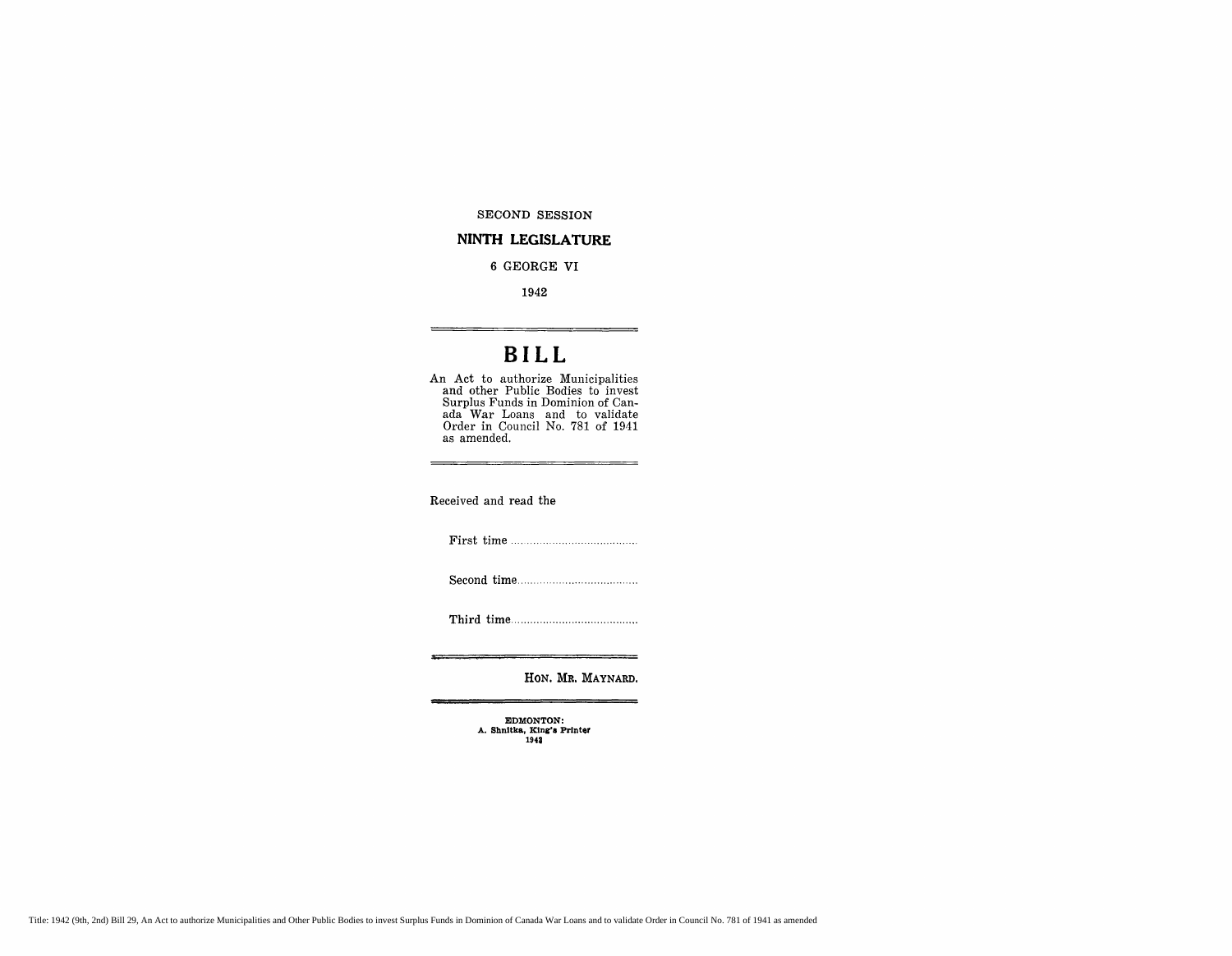SECOND SESSION

**NINTH LEGISLATURE**

6 GEORGE VI

1942

# BILL

An Act to authorize Municipalities and other Public Bodies to invest Surplus Funds in Dominion of Canada War Loans and to validate Order in Council No. 781 of 1941 as amended.

Received and read the

First time ........................................

Second time........................................

Third time........................................

HON. MR. MAYNARD.

EDMONTON:
A. Shnitka, King's Printer
1942

Title: 1942 (9th, 2nd) Bill 29, An Act to authorize Municipalities and Other Public Bodies to invest Surplus Funds in Dominion of Canada War Loans and to validate Order in Council No. 781 of 1941 as amended